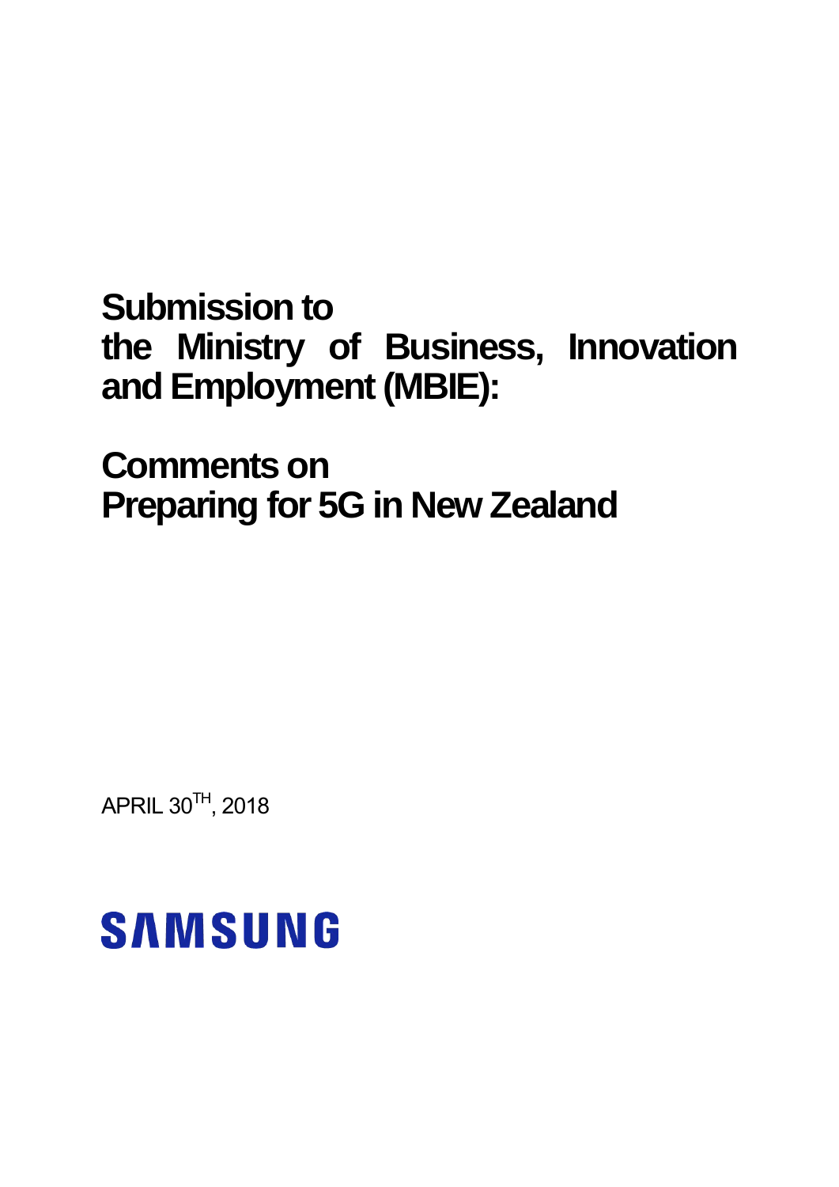# Submission to the Ministry of Business, Innovation and Employment (MBIE):

# Comments on Preparing for 5G in New Zealand

APRIL 30TH, 2018

SAMSUNG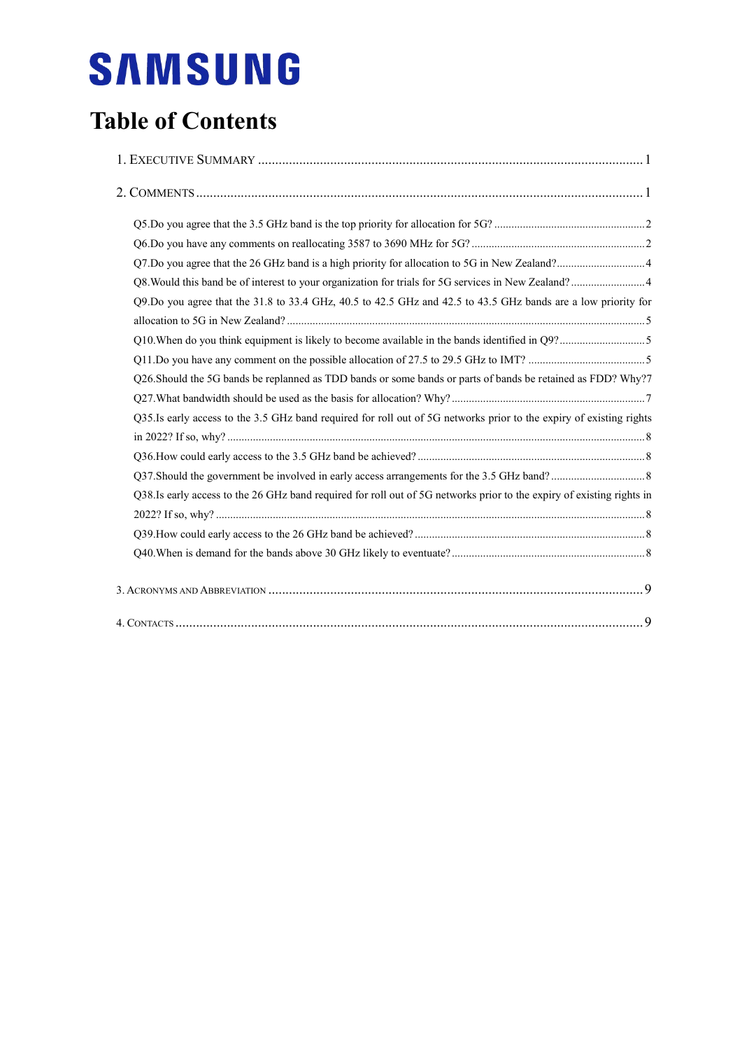SAMSUNG

# Table of Contents

1. Executive Summary ..... 1

2. Comments ..... 1

- Q5.Do you agree that the 3.5 GHz band is the top priority for allocation for 5G? ..... 2
- Q6.Do you have any comments on reallocating 3587 to 3690 MHz for 5G? ..... 2
- Q7.Do you agree that the 26 GHz band is a high priority for allocation to 5G in New Zealand? ..... 4
- Q8.Would this band be of interest to your organization for trials for 5G services in New Zealand? ..... 4
- Q9.Do you agree that the 31.8 to 33.4 GHz, 40.5 to 42.5 GHz and 42.5 to 43.5 GHz bands are a low priority for allocation to 5G in New Zealand? ..... 5
- Q10.When do you think equipment is likely to become available in the bands identified in Q9? ..... 5
- Q11.Do you have any comment on the possible allocation of 27.5 to 29.5 GHz to IMT? ..... 5
- Q26.Should the 5G bands be replanned as TDD bands or some bands or parts of bands be retained as FDD? Why? ..... 7
- Q27.What bandwidth should be used as the basis for allocation? Why? ..... 7
- Q35.Is early access to the 3.5 GHz band required for roll out of 5G networks prior to the expiry of existing rights in 2022? If so, why? ..... 8
- Q36.How could early access to the 3.5 GHz band be achieved? ..... 8
- Q37.Should the government be involved in early access arrangements for the 3.5 GHz band? ..... 8
- Q38.Is early access to the 26 GHz band required for roll out of 5G networks prior to the expiry of existing rights in 2022? If so, why? ..... 8
- Q39.How could early access to the 26 GHz band be achieved? ..... 8
- Q40.When is demand for the bands above 30 GHz likely to eventuate? ..... 8

3. Acronyms and Abbreviation ..... 9

4. Contacts ..... 9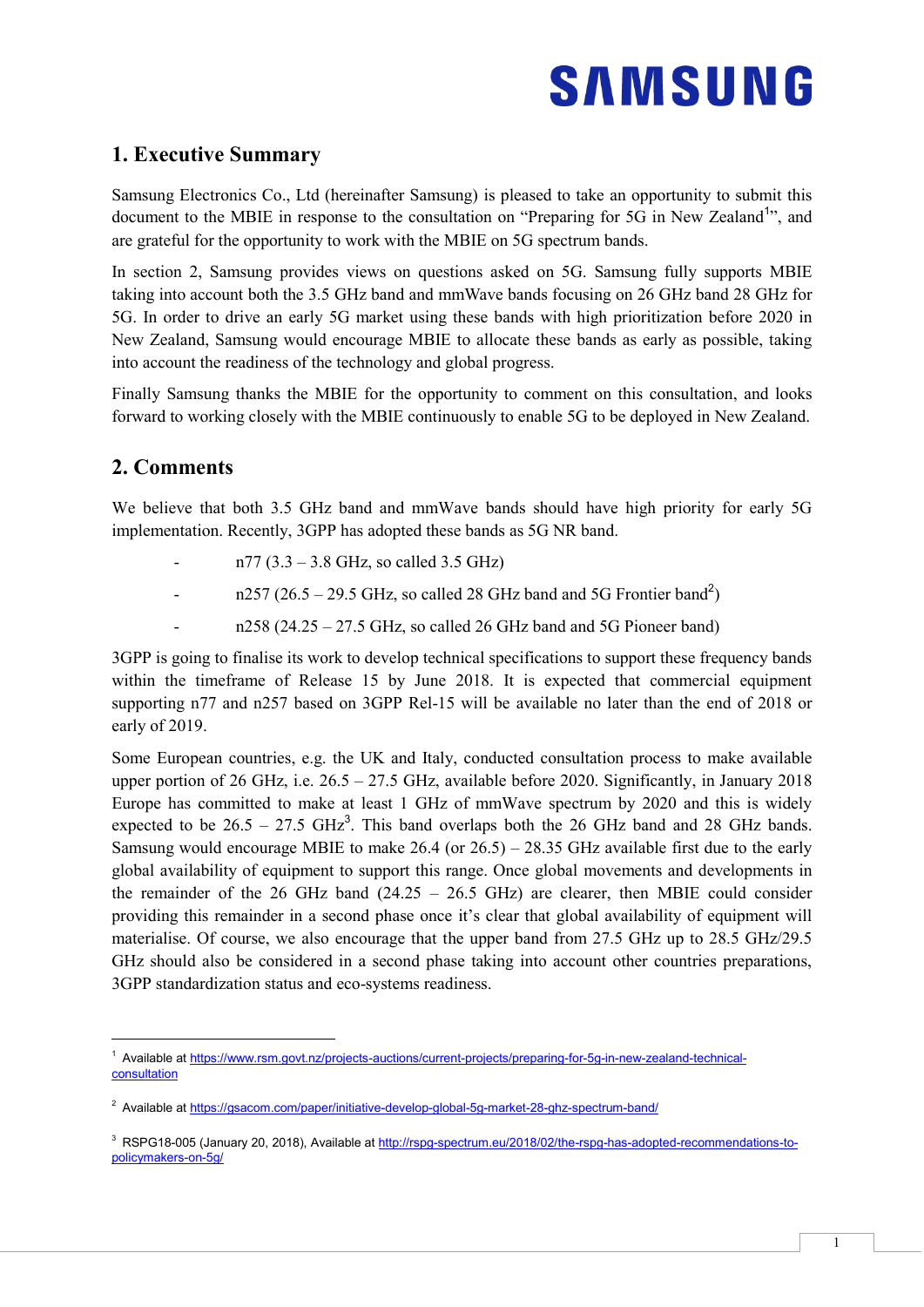**SAMSUNG**

## 1. Executive Summary

Samsung Electronics Co., Ltd (hereinafter Samsung) is pleased to take an opportunity to submit this document to the MBIE in response to the consultation on "Preparing for 5G in New Zealand[1]", and are grateful for the opportunity to work with the MBIE on 5G spectrum bands.

In section 2, Samsung provides views on questions asked on 5G. Samsung fully supports MBIE taking into account both the 3.5 GHz band and mmWave bands focusing on 26 GHz band 28 GHz for 5G. In order to drive an early 5G market using these bands with high prioritization before 2020 in New Zealand, Samsung would encourage MBIE to allocate these bands as early as possible, taking into account the readiness of the technology and global progress.

Finally Samsung thanks the MBIE for the opportunity to comment on this consultation, and looks forward to working closely with the MBIE continuously to enable 5G to be deployed in New Zealand.

## 2. Comments

We believe that both 3.5 GHz band and mmWave bands should have high priority for early 5G implementation. Recently, 3GPP has adopted these bands as 5G NR band.

- n77 (3.3 – 3.8 GHz, so called 3.5 GHz)
- n257 (26.5 – 29.5 GHz, so called 28 GHz band and 5G Frontier band[2])
- n258 (24.25 – 27.5 GHz, so called 26 GHz band and 5G Pioneer band)

3GPP is going to finalise its work to develop technical specifications to support these frequency bands within the timeframe of Release 15 by June 2018. It is expected that commercial equipment supporting n77 and n257 based on 3GPP Rel-15 will be available no later than the end of 2018 or early of 2019.

Some European countries, e.g. the UK and Italy, conducted consultation process to make available upper portion of 26 GHz, i.e. 26.5 – 27.5 GHz, available before 2020. Significantly, in January 2018 Europe has committed to make at least 1 GHz of mmWave spectrum by 2020 and this is widely expected to be 26.5 – 27.5 GHz[3]. This band overlaps both the 26 GHz band and 28 GHz bands. Samsung would encourage MBIE to make 26.4 (or 26.5) – 28.35 GHz available first due to the early global availability of equipment to support this range. Once global movements and developments in the remainder of the 26 GHz band (24.25 – 26.5 GHz) are clearer, then MBIE could consider providing this remainder in a second phase once it's clear that global availability of equipment will materialise. Of course, we also encourage that the upper band from 27.5 GHz up to 28.5 GHz/29.5 GHz should also be considered in a second phase taking into account other countries preparations, 3GPP standardization status and eco-systems readiness.

---

[1] Available at https://www.rsm.govt.nz/projects-auctions/current-projects/preparing-for-5g-in-new-zealand-technical-consultation

[2] Available at https://gsacom.com/paper/initiative-develop-global-5g-market-28-ghz-spectrum-band/

[3] RSPG18-005 (January 20, 2018), Available at http://rspg-spectrum.eu/2018/02/the-rspg-has-adopted-recommendations-to-policymakers-on-5g/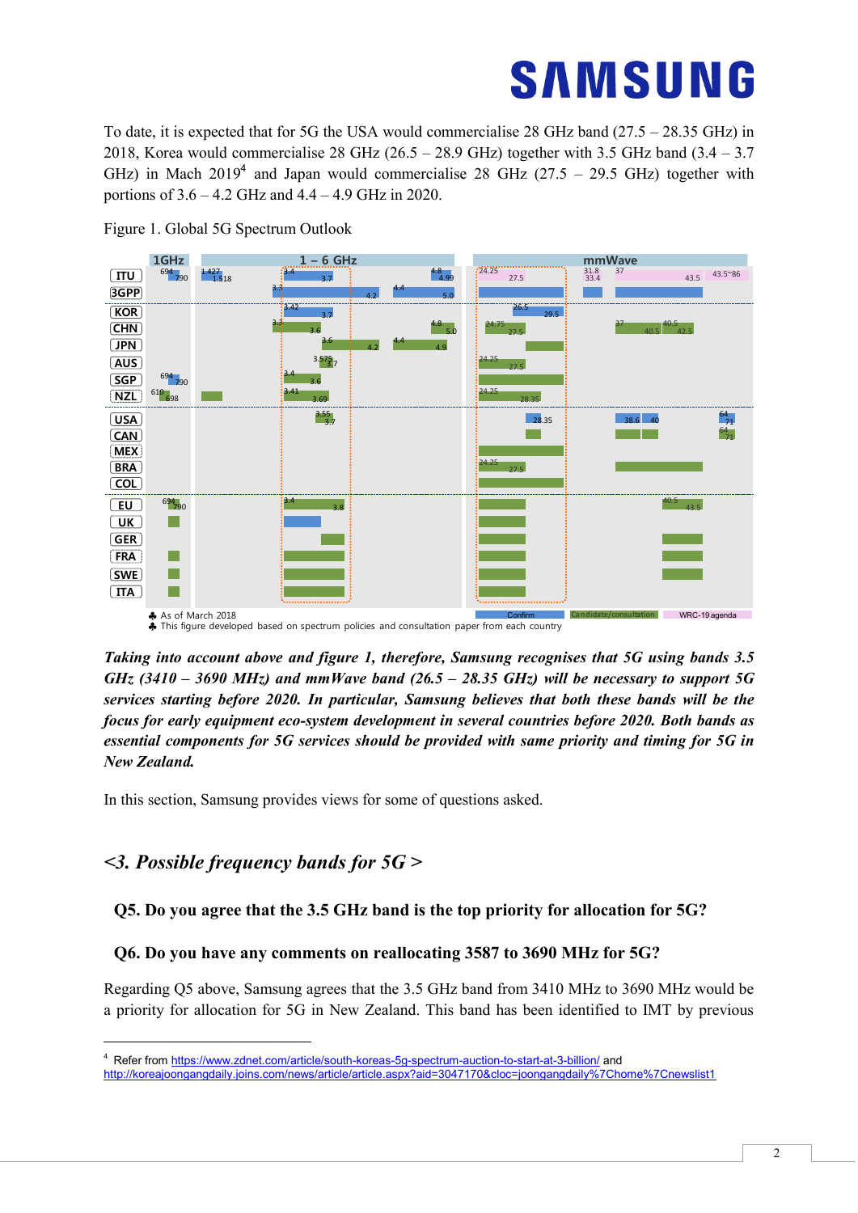To date, it is expected that for 5G the USA would commercialise 28 GHz band (27.5 – 28.35 GHz) in 2018, Korea would commercialise 28 GHz (26.5 – 28.9 GHz) together with 3.5 GHz band (3.4 – 3.7 GHz) in Mach 2019[4] and Japan would commercialise 28 GHz (27.5 – 29.5 GHz) together with portions of 3.6 – 4.2 GHz and 4.4 – 4.9 GHz in 2020.

Figure 1. Global 5G Spectrum Outlook

♣ As of March 2018
♣ This figure developed based on spectrum policies and consultation paper from each country

***Taking into account above and figure 1, therefore, Samsung recognises that 5G using bands 3.5 GHz (3410 – 3690 MHz) and mmWave band (26.5 – 28.35 GHz) will be necessary to support 5G services starting before 2020. In particular, Samsung believes that both these bands will be the focus for early equipment eco-system development in several countries before 2020. Both bands as essential components for 5G services should be provided with same priority and timing for 5G in New Zealand.***

In this section, Samsung provides views for some of questions asked.

## *<3. Possible frequency bands for 5G >*

### Q5. Do you agree that the 3.5 GHz band is the top priority for allocation for 5G?

### Q6. Do you have any comments on reallocating 3587 to 3690 MHz for 5G?

Regarding Q5 above, Samsung agrees that the 3.5 GHz band from 3410 MHz to 3690 MHz would be a priority for allocation for 5G in New Zealand. This band has been identified to IMT by previous

---

[4] Refer from https://www.zdnet.com/article/south-koreas-5g-spectrum-auction-to-start-at-3-billion/ and http://koreajoongangdaily.joins.com/news/article/article.aspx?aid=3047170&cloc=joongangdaily%7Chome%7Cnewslist1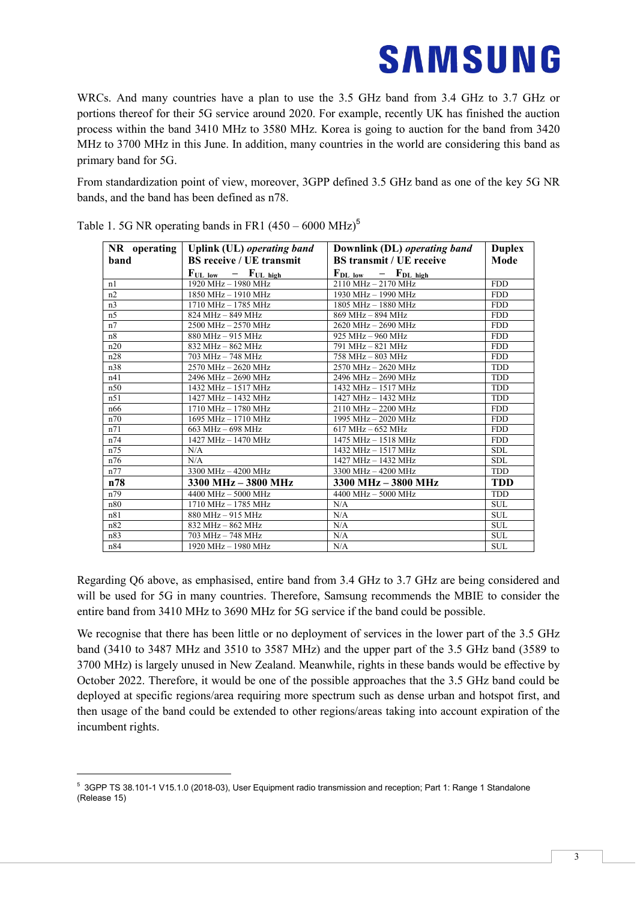WRCs. And many countries have a plan to use the 3.5 GHz band from 3.4 GHz to 3.7 GHz or portions thereof for their 5G service around 2020. For example, recently UK has finished the auction process within the band 3410 MHz to 3580 MHz. Korea is going to auction for the band from 3420 MHz to 3700 MHz in this June. In addition, many countries in the world are considering this band as primary band for 5G.

From standardization point of view, moreover, 3GPP defined 3.5 GHz band as one of the key 5G NR bands, and the band has been defined as n78.

Table 1. 5G NR operating bands in FR1 (450 – 6000 MHz)[5]

| **NR operating band** | **Uplink (UL) *operating band* BS receive / UE transmit** $F_{UL\ low}$ – $F_{UL\ high}$ | **Downlink (DL) *operating band* BS transmit / UE receive** $F_{DL\ low}$ – $F_{DL\ high}$ | **Duplex Mode** |
|---|---|---|---|
| n1 | 1920 MHz – 1980 MHz | 2110 MHz – 2170 MHz | FDD |
| n2 | 1850 MHz – 1910 MHz | 1930 MHz – 1990 MHz | FDD |
| n3 | 1710 MHz – 1785 MHz | 1805 MHz – 1880 MHz | FDD |
| n5 | 824 MHz – 849 MHz | 869 MHz – 894 MHz | FDD |
| n7 | 2500 MHz – 2570 MHz | 2620 MHz – 2690 MHz | FDD |
| n8 | 880 MHz – 915 MHz | 925 MHz – 960 MHz | FDD |
| n20 | 832 MHz – 862 MHz | 791 MHz – 821 MHz | FDD |
| n28 | 703 MHz – 748 MHz | 758 MHz – 803 MHz | FDD |
| n38 | 2570 MHz – 2620 MHz | 2570 MHz – 2620 MHz | TDD |
| n41 | 2496 MHz – 2690 MHz | 2496 MHz – 2690 MHz | TDD |
| n50 | 1432 MHz – 1517 MHz | 1432 MHz – 1517 MHz | TDD |
| n51 | 1427 MHz – 1432 MHz | 1427 MHz – 1432 MHz | TDD |
| n66 | 1710 MHz – 1780 MHz | 2110 MHz – 2200 MHz | FDD |
| n70 | 1695 MHz – 1710 MHz | 1995 MHz – 2020 MHz | FDD |
| n71 | 663 MHz – 698 MHz | 617 MHz – 652 MHz | FDD |
| n74 | 1427 MHz – 1470 MHz | 1475 MHz – 1518 MHz | FDD |
| n75 | N/A | 1432 MHz – 1517 MHz | SDL |
| n76 | N/A | 1427 MHz – 1432 MHz | SDL |
| n77 | 3300 MHz – 4200 MHz | 3300 MHz – 4200 MHz | TDD |
| **n78** | **3300 MHz – 3800 MHz** | **3300 MHz – 3800 MHz** | **TDD** |
| n79 | 4400 MHz – 5000 MHz | 4400 MHz – 5000 MHz | TDD |
| n80 | 1710 MHz – 1785 MHz | N/A | SUL |
| n81 | 880 MHz – 915 MHz | N/A | SUL |
| n82 | 832 MHz – 862 MHz | N/A | SUL |
| n83 | 703 MHz – 748 MHz | N/A | SUL |
| n84 | 1920 MHz – 1980 MHz | N/A | SUL |

Regarding Q6 above, as emphasised, entire band from 3.4 GHz to 3.7 GHz are being considered and will be used for 5G in many countries. Therefore, Samsung recommends the MBIE to consider the entire band from 3410 MHz to 3690 MHz for 5G service if the band could be possible.

We recognise that there has been little or no deployment of services in the lower part of the 3.5 GHz band (3410 to 3487 MHz and 3510 to 3587 MHz) and the upper part of the 3.5 GHz band (3589 to 3700 MHz) is largely unused in New Zealand. Meanwhile, rights in these bands would be effective by October 2022. Therefore, it would be one of the possible approaches that the 3.5 GHz band could be deployed at specific regions/area requiring more spectrum such as dense urban and hotspot first, and then usage of the band could be extended to other regions/areas taking into account expiration of the incumbent rights.

[5] 3GPP TS 38.101-1 V15.1.0 (2018-03), User Equipment radio transmission and reception; Part 1: Range 1 Standalone (Release 15)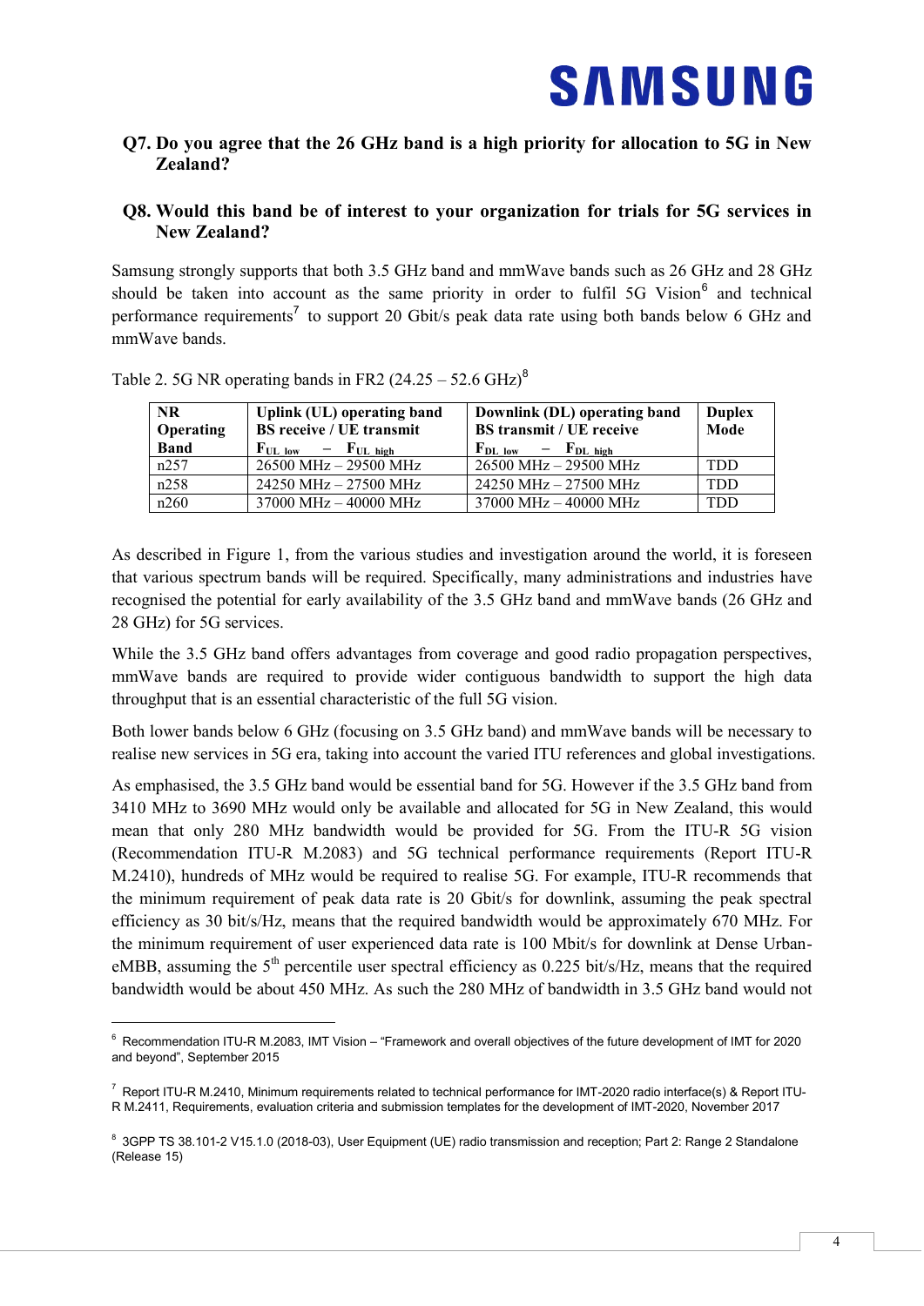**Q7. Do you agree that the 26 GHz band is a high priority for allocation to 5G in New Zealand?**

**Q8. Would this band be of interest to your organization for trials for 5G services in New Zealand?**

Samsung strongly supports that both 3.5 GHz band and mmWave bands such as 26 GHz and 28 GHz should be taken into account as the same priority in order to fulfil 5G Vision[6] and technical performance requirements[7] to support 20 Gbit/s peak data rate using both bands below 6 GHz and mmWave bands.

Table 2. 5G NR operating bands in FR2 (24.25 – 52.6 GHz)[8]

| NR Operating Band | Uplink (UL) operating band BS receive / UE transmit $F_{UL\ low}$ – $F_{UL\ high}$ | Downlink (DL) operating band BS transmit / UE receive $F_{DL\ low}$ – $F_{DL\ high}$ | Duplex Mode |
|---|---|---|---|
| n257 | 26500 MHz – 29500 MHz | 26500 MHz – 29500 MHz | TDD |
| n258 | 24250 MHz – 27500 MHz | 24250 MHz – 27500 MHz | TDD |
| n260 | 37000 MHz – 40000 MHz | 37000 MHz – 40000 MHz | TDD |

As described in Figure 1, from the various studies and investigation around the world, it is foreseen that various spectrum bands will be required. Specifically, many administrations and industries have recognised the potential for early availability of the 3.5 GHz band and mmWave bands (26 GHz and 28 GHz) for 5G services.

While the 3.5 GHz band offers advantages from coverage and good radio propagation perspectives, mmWave bands are required to provide wider contiguous bandwidth to support the high data throughput that is an essential characteristic of the full 5G vision.

Both lower bands below 6 GHz (focusing on 3.5 GHz band) and mmWave bands will be necessary to realise new services in 5G era, taking into account the varied ITU references and global investigations.

As emphasised, the 3.5 GHz band would be essential band for 5G. However if the 3.5 GHz band from 3410 MHz to 3690 MHz would only be available and allocated for 5G in New Zealand, this would mean that only 280 MHz bandwidth would be provided for 5G. From the ITU-R 5G vision (Recommendation ITU-R M.2083) and 5G technical performance requirements (Report ITU-R M.2410), hundreds of MHz would be required to realise 5G. For example, ITU-R recommends that the minimum requirement of peak data rate is 20 Gbit/s for downlink, assuming the peak spectral efficiency as 30 bit/s/Hz, means that the required bandwidth would be approximately 670 MHz. For the minimum requirement of user experienced data rate is 100 Mbit/s for downlink at Dense Urban-eMBB, assuming the 5th percentile user spectral efficiency as 0.225 bit/s/Hz, means that the required bandwidth would be about 450 MHz. As such the 280 MHz of bandwidth in 3.5 GHz band would not

---

[6] Recommendation ITU-R M.2083, IMT Vision – "Framework and overall objectives of the future development of IMT for 2020 and beyond", September 2015

[7] Report ITU-R M.2410, Minimum requirements related to technical performance for IMT-2020 radio interface(s) & Report ITU-R M.2411, Requirements, evaluation criteria and submission templates for the development of IMT-2020, November 2017

[8] 3GPP TS 38.101-2 V15.1.0 (2018-03), User Equipment (UE) radio transmission and reception; Part 2: Range 2 Standalone (Release 15)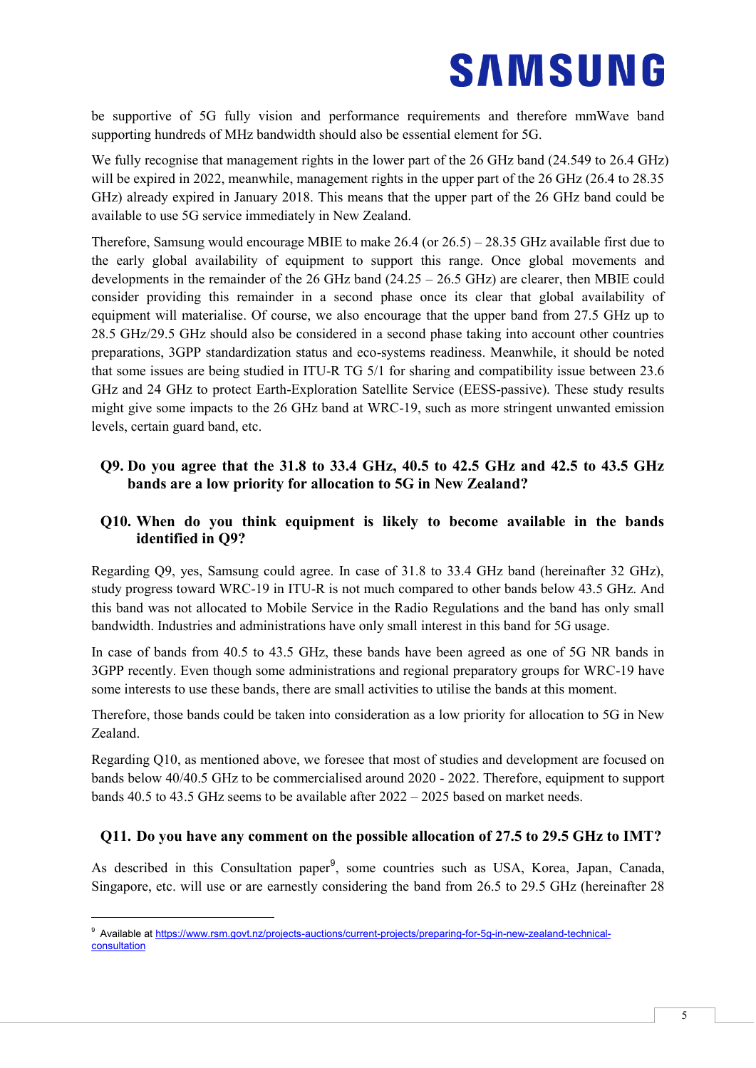be supportive of 5G fully vision and performance requirements and therefore mmWave band supporting hundreds of MHz bandwidth should also be essential element for 5G.

We fully recognise that management rights in the lower part of the 26 GHz band (24.549 to 26.4 GHz) will be expired in 2022, meanwhile, management rights in the upper part of the 26 GHz (26.4 to 28.35 GHz) already expired in January 2018. This means that the upper part of the 26 GHz band could be available to use 5G service immediately in New Zealand.

Therefore, Samsung would encourage MBIE to make 26.4 (or 26.5) – 28.35 GHz available first due to the early global availability of equipment to support this range. Once global movements and developments in the remainder of the 26 GHz band (24.25 – 26.5 GHz) are clearer, then MBIE could consider providing this remainder in a second phase once its clear that global availability of equipment will materialise. Of course, we also encourage that the upper band from 27.5 GHz up to 28.5 GHz/29.5 GHz should also be considered in a second phase taking into account other countries preparations, 3GPP standardization status and eco-systems readiness. Meanwhile, it should be noted that some issues are being studied in ITU-R TG 5/1 for sharing and compatibility issue between 23.6 GHz and 24 GHz to protect Earth-Exploration Satellite Service (EESS-passive). These study results might give some impacts to the 26 GHz band at WRC-19, such as more stringent unwanted emission levels, certain guard band, etc.

### Q9. Do you agree that the 31.8 to 33.4 GHz, 40.5 to 42.5 GHz and 42.5 to 43.5 GHz bands are a low priority for allocation to 5G in New Zealand?

### Q10. When do you think equipment is likely to become available in the bands identified in Q9?

Regarding Q9, yes, Samsung could agree. In case of 31.8 to 33.4 GHz band (hereinafter 32 GHz), study progress toward WRC-19 in ITU-R is not much compared to other bands below 43.5 GHz. And this band was not allocated to Mobile Service in the Radio Regulations and the band has only small bandwidth. Industries and administrations have only small interest in this band for 5G usage.

In case of bands from 40.5 to 43.5 GHz, these bands have been agreed as one of 5G NR bands in 3GPP recently. Even though some administrations and regional preparatory groups for WRC-19 have some interests to use these bands, there are small activities to utilise the bands at this moment.

Therefore, those bands could be taken into consideration as a low priority for allocation to 5G in New Zealand.

Regarding Q10, as mentioned above, we foresee that most of studies and development are focused on bands below 40/40.5 GHz to be commercialised around 2020 - 2022. Therefore, equipment to support bands 40.5 to 43.5 GHz seems to be available after 2022 – 2025 based on market needs.

### Q11. Do you have any comment on the possible allocation of 27.5 to 29.5 GHz to IMT?

As described in this Consultation paper[9], some countries such as USA, Korea, Japan, Canada, Singapore, etc. will use or are earnestly considering the band from 26.5 to 29.5 GHz (hereinafter 28

[9] Available at https://www.rsm.govt.nz/projects-auctions/current-projects/preparing-for-5g-in-new-zealand-technical-consultation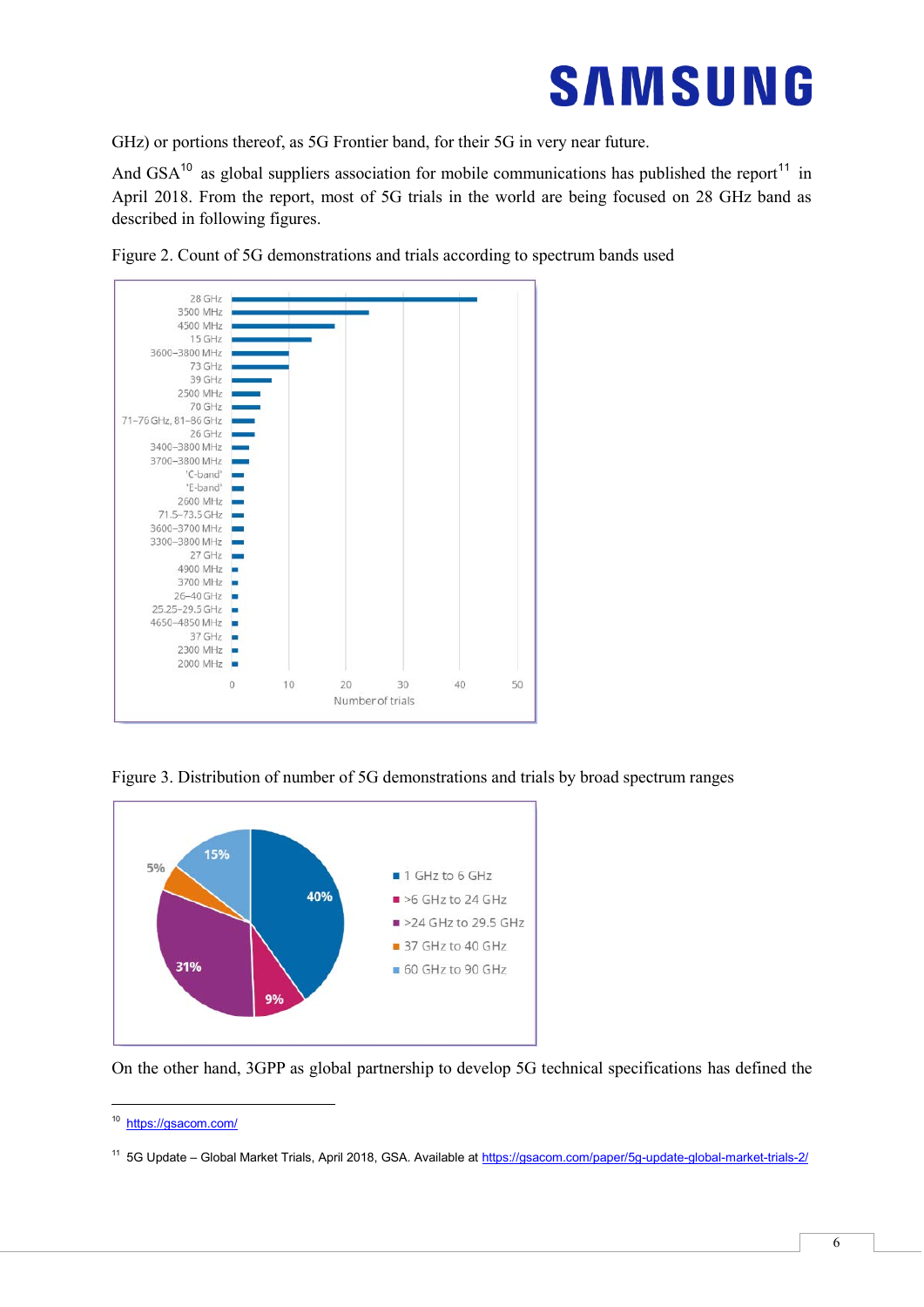GHz) or portions thereof, as 5G Frontier band, for their 5G in very near future.

And GSA[10] as global suppliers association for mobile communications has published the report[11] in April 2018. From the report, most of 5G trials in the world are being focused on 28 GHz band as described in following figures.

Figure 2. Count of 5G demonstrations and trials according to spectrum bands used

Figure 3. Distribution of number of 5G demonstrations and trials by broad spectrum ranges

On the other hand, 3GPP as global partnership to develop 5G technical specifications has defined the

---

[10] https://gsacom.com/

[11] 5G Update – Global Market Trials, April 2018, GSA. Available at https://gsacom.com/paper/5g-update-global-market-trials-2/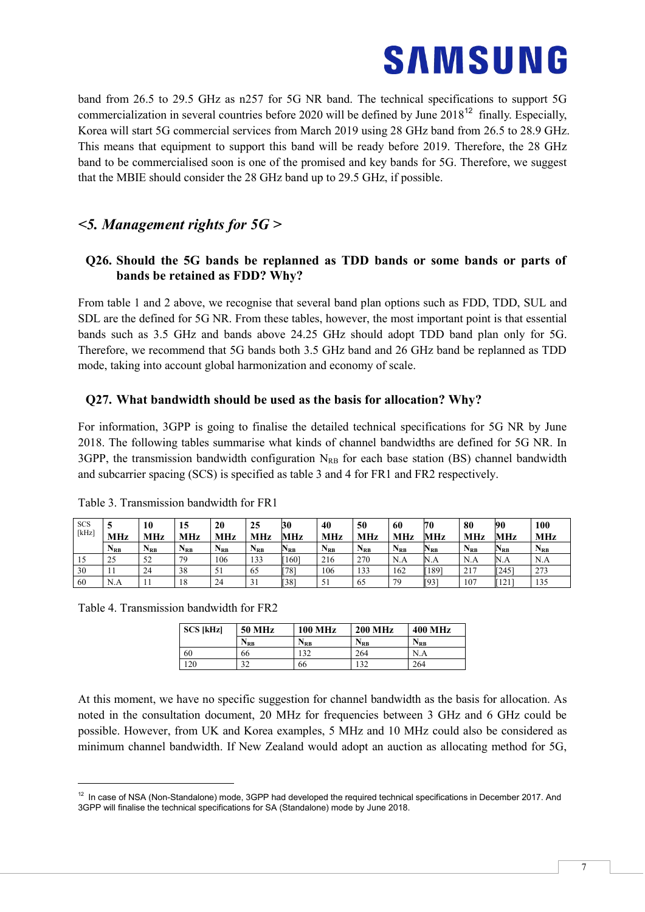band from 26.5 to 29.5 GHz as n257 for 5G NR band. The technical specifications to support 5G commercialization in several countries before 2020 will be defined by June 2018[12] finally. Especially, Korea will start 5G commercial services from March 2019 using 28 GHz band from 26.5 to 28.9 GHz. This means that equipment to support this band will be ready before 2019. Therefore, the 28 GHz band to be commercialised soon is one of the promised and key bands for 5G. Therefore, we suggest that the MBIE should consider the 28 GHz band up to 29.5 GHz, if possible.

## *<5. Management rights for 5G >*

### Q26. Should the 5G bands be replanned as TDD bands or some bands or parts of bands be retained as FDD? Why?

From table 1 and 2 above, we recognise that several band plan options such as FDD, TDD, SUL and SDL are the defined for 5G NR. From these tables, however, the most important point is that essential bands such as 3.5 GHz and bands above 24.25 GHz should adopt TDD band plan only for 5G. Therefore, we recommend that 5G bands both 3.5 GHz band and 26 GHz band be replanned as TDD mode, taking into account global harmonization and economy of scale.

### Q27. What bandwidth should be used as the basis for allocation? Why?

For information, 3GPP is going to finalise the detailed technical specifications for 5G NR by June 2018. The following tables summarise what kinds of channel bandwidths are defined for 5G NR. In 3GPP, the transmission bandwidth configuration $N_{RB}$ for each base station (BS) channel bandwidth and subcarrier spacing (SCS) is specified as table 3 and 4 for FR1 and FR2 respectively.

Table 3. Transmission bandwidth for FR1

| SCS [kHz] | 5 MHz | 10 MHz | 15 MHz | 20 MHz | 25 MHz | 30 MHz | 40 MHz | 50 MHz | 60 MHz | 70 MHz | 80 MHz | 90 MHz | 100 MHz |
|---|---|---|---|---|---|---|---|---|---|---|---|---|---|
| | $N_{RB}$ | $N_{RB}$ | $N_{RB}$ | $N_{RB}$ | $N_{RB}$ | $N_{RB}$ | $N_{RB}$ | $N_{RB}$ | $N_{RB}$ | $N_{RB}$ | $N_{RB}$ | $N_{RB}$ | $N_{RB}$ |
| 15 | 25 | 52 | 79 | 106 | 133 | [160] | 216 | 270 | N.A | N.A | N.A | N.A | N.A |
| 30 | 11 | 24 | 38 | 51 | 65 | [78] | 106 | 133 | 162 | [189] | 217 | [245] | 273 |
| 60 | N.A | 11 | 18 | 24 | 31 | [38] | 51 | 65 | 79 | [93] | 107 | [121] | 135 |

Table 4. Transmission bandwidth for FR2

| SCS [kHz] | 50 MHz | 100 MHz | 200 MHz | 400 MHz |
|---|---|---|---|---|
| | $N_{RB}$ | $N_{RB}$ | $N_{RB}$ | $N_{RB}$ |
| 60 | 66 | 132 | 264 | N.A |
| 120 | 32 | 66 | 132 | 264 |

At this moment, we have no specific suggestion for channel bandwidth as the basis for allocation. As noted in the consultation document, 20 MHz for frequencies between 3 GHz and 6 GHz could be possible. However, from UK and Korea examples, 5 MHz and 10 MHz could also be considered as minimum channel bandwidth. If New Zealand would adopt an auction as allocating method for 5G,

[12] In case of NSA (Non-Standalone) mode, 3GPP had developed the required technical specifications in December 2017. And 3GPP will finalise the technical specifications for SA (Standalone) mode by June 2018.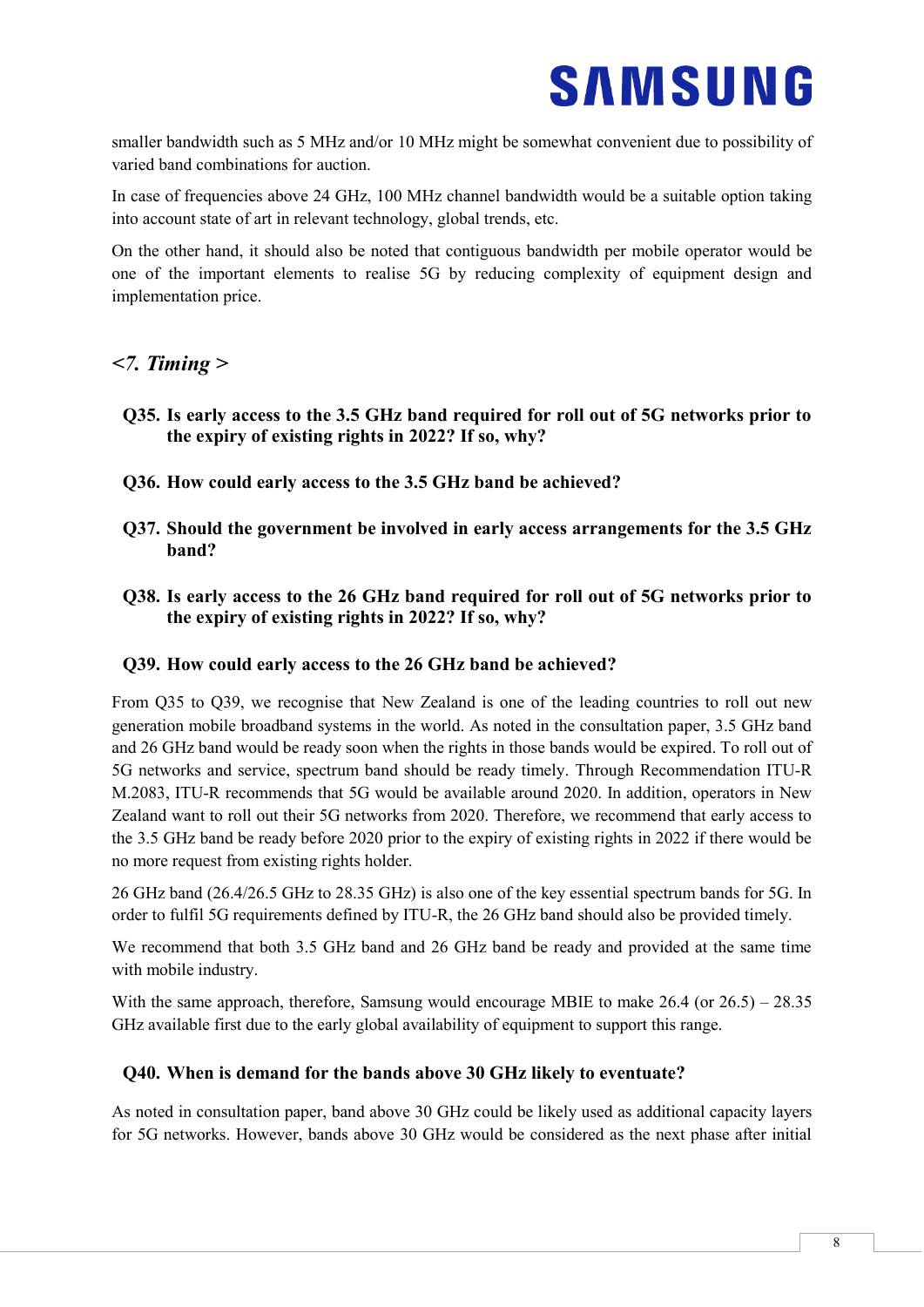smaller bandwidth such as 5 MHz and/or 10 MHz might be somewhat convenient due to possibility of varied band combinations for auction.

In case of frequencies above 24 GHz, 100 MHz channel bandwidth would be a suitable option taking into account state of art in relevant technology, global trends, etc.

On the other hand, it should also be noted that contiguous bandwidth per mobile operator would be one of the important elements to realise 5G by reducing complexity of equipment design and implementation price.

## *<7. Timing >*

**Q35. Is early access to the 3.5 GHz band required for roll out of 5G networks prior to the expiry of existing rights in 2022? If so, why?**

**Q36. How could early access to the 3.5 GHz band be achieved?**

**Q37. Should the government be involved in early access arrangements for the 3.5 GHz band?**

**Q38. Is early access to the 26 GHz band required for roll out of 5G networks prior to the expiry of existing rights in 2022? If so, why?**

**Q39. How could early access to the 26 GHz band be achieved?**

From Q35 to Q39, we recognise that New Zealand is one of the leading countries to roll out new generation mobile broadband systems in the world. As noted in the consultation paper, 3.5 GHz band and 26 GHz band would be ready soon when the rights in those bands would be expired. To roll out of 5G networks and service, spectrum band should be ready timely. Through Recommendation ITU-R M.2083, ITU-R recommends that 5G would be available around 2020. In addition, operators in New Zealand want to roll out their 5G networks from 2020. Therefore, we recommend that early access to the 3.5 GHz band be ready before 2020 prior to the expiry of existing rights in 2022 if there would be no more request from existing rights holder.

26 GHz band (26.4/26.5 GHz to 28.35 GHz) is also one of the key essential spectrum bands for 5G. In order to fulfil 5G requirements defined by ITU-R, the 26 GHz band should also be provided timely.

We recommend that both 3.5 GHz band and 26 GHz band be ready and provided at the same time with mobile industry.

With the same approach, therefore, Samsung would encourage MBIE to make 26.4 (or 26.5) – 28.35 GHz available first due to the early global availability of equipment to support this range.

**Q40. When is demand for the bands above 30 GHz likely to eventuate?**

As noted in consultation paper, band above 30 GHz could be likely used as additional capacity layers for 5G networks. However, bands above 30 GHz would be considered as the next phase after initial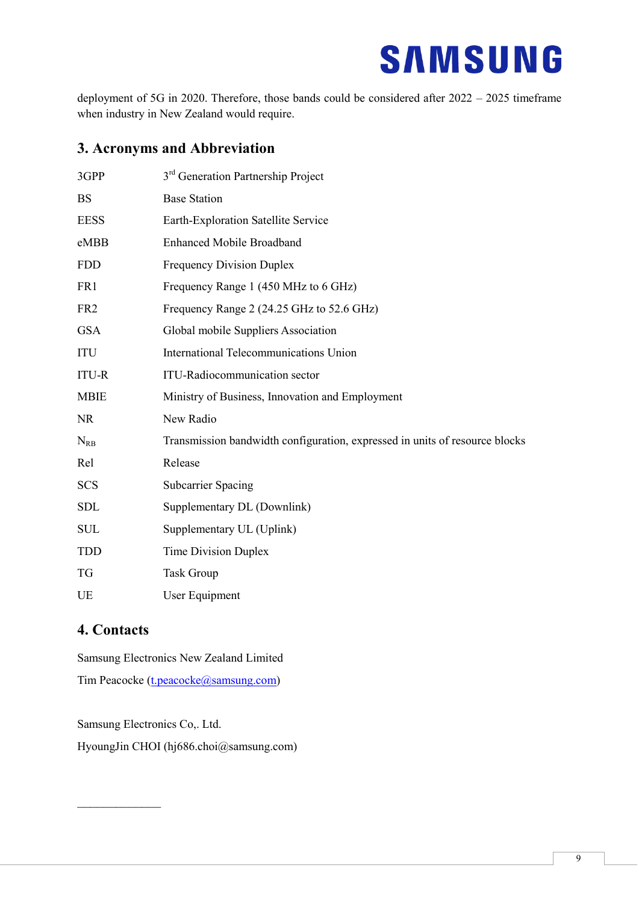deployment of 5G in 2020. Therefore, those bands could be considered after 2022 – 2025 timeframe when industry in New Zealand would require.

## 3. Acronyms and Abbreviation

| | |
|---|---|
| 3GPP | 3rd Generation Partnership Project |
| BS | Base Station |
| EESS | Earth-Exploration Satellite Service |
| eMBB | Enhanced Mobile Broadband |
| FDD | Frequency Division Duplex |
| FR1 | Frequency Range 1 (450 MHz to 6 GHz) |
| FR2 | Frequency Range 2 (24.25 GHz to 52.6 GHz) |
| GSA | Global mobile Suppliers Association |
| ITU | International Telecommunications Union |
| ITU-R | ITU-Radiocommunication sector |
| MBIE | Ministry of Business, Innovation and Employment |
| NR | New Radio |
| $N_{RB}$ | Transmission bandwidth configuration, expressed in units of resource blocks |
| Rel | Release |
| SCS | Subcarrier Spacing |
| SDL | Supplementary DL (Downlink) |
| SUL | Supplementary UL (Uplink) |
| TDD | Time Division Duplex |
| TG | Task Group |
| UE | User Equipment |

## 4. Contacts

Samsung Electronics New Zealand Limited

Tim Peacocke (t.peacocke@samsung.com)

Samsung Electronics Co,. Ltd.

HyoungJin CHOI (hj686.choi@samsung.com)